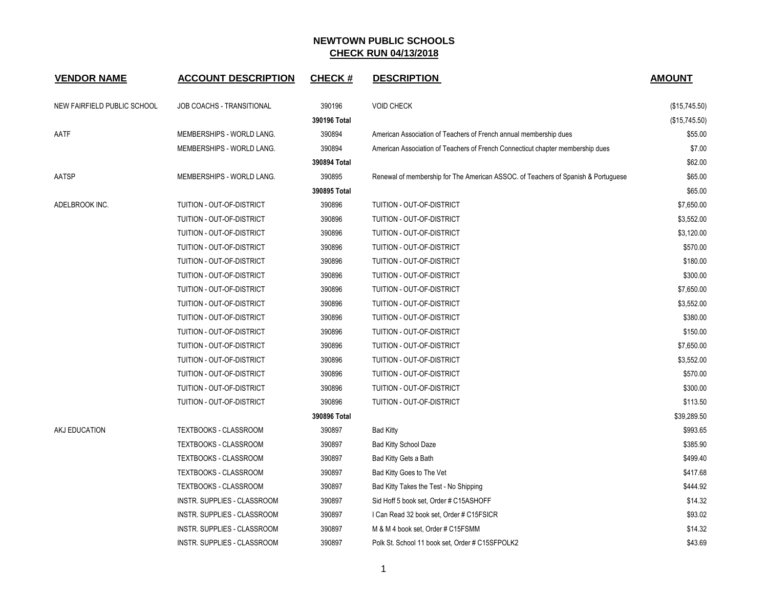# NEWTOWN PUBLIC SCHOOLS
## CHECK RUN 04/13/2018

| VENDOR NAME | ACCOUNT DESCRIPTION | CHECK # | DESCRIPTION | AMOUNT |
|---|---|---|---|---|
| NEW FAIRFIELD PUBLIC SCHOOL | JOB COACHS - TRANSITIONAL | 390196 | VOID CHECK | ($15,745.50) |
| | | 390196 Total | | ($15,745.50) |
| AATF | MEMBERSHIPS - WORLD LANG. | 390894 | American Association of Teachers of French annual membership dues | $55.00 |
| | MEMBERSHIPS - WORLD LANG. | 390894 | American Association of Teachers of French Connecticut chapter membership dues | $7.00 |
| | | 390894 Total | | $62.00 |
| AATSP | MEMBERSHIPS - WORLD LANG. | 390895 | Renewal of membership for The American ASSOC. of Teachers of Spanish & Portuguese | $65.00 |
| | | 390895 Total | | $65.00 |
| ADELBROOK INC. | TUITION - OUT-OF-DISTRICT | 390896 | TUITION - OUT-OF-DISTRICT | $7,650.00 |
| | TUITION - OUT-OF-DISTRICT | 390896 | TUITION - OUT-OF-DISTRICT | $3,552.00 |
| | TUITION - OUT-OF-DISTRICT | 390896 | TUITION - OUT-OF-DISTRICT | $3,120.00 |
| | TUITION - OUT-OF-DISTRICT | 390896 | TUITION - OUT-OF-DISTRICT | $570.00 |
| | TUITION - OUT-OF-DISTRICT | 390896 | TUITION - OUT-OF-DISTRICT | $180.00 |
| | TUITION - OUT-OF-DISTRICT | 390896 | TUITION - OUT-OF-DISTRICT | $300.00 |
| | TUITION - OUT-OF-DISTRICT | 390896 | TUITION - OUT-OF-DISTRICT | $7,650.00 |
| | TUITION - OUT-OF-DISTRICT | 390896 | TUITION - OUT-OF-DISTRICT | $3,552.00 |
| | TUITION - OUT-OF-DISTRICT | 390896 | TUITION - OUT-OF-DISTRICT | $380.00 |
| | TUITION - OUT-OF-DISTRICT | 390896 | TUITION - OUT-OF-DISTRICT | $150.00 |
| | TUITION - OUT-OF-DISTRICT | 390896 | TUITION - OUT-OF-DISTRICT | $7,650.00 |
| | TUITION - OUT-OF-DISTRICT | 390896 | TUITION - OUT-OF-DISTRICT | $3,552.00 |
| | TUITION - OUT-OF-DISTRICT | 390896 | TUITION - OUT-OF-DISTRICT | $570.00 |
| | TUITION - OUT-OF-DISTRICT | 390896 | TUITION - OUT-OF-DISTRICT | $300.00 |
| | TUITION - OUT-OF-DISTRICT | 390896 | TUITION - OUT-OF-DISTRICT | $113.50 |
| | | 390896 Total | | $39,289.50 |
| AKJ EDUCATION | TEXTBOOKS - CLASSROOM | 390897 | Bad Kitty | $993.65 |
| | TEXTBOOKS - CLASSROOM | 390897 | Bad Kitty School Daze | $385.90 |
| | TEXTBOOKS - CLASSROOM | 390897 | Bad Kitty Gets a Bath | $499.40 |
| | TEXTBOOKS - CLASSROOM | 390897 | Bad Kitty Goes to The Vet | $417.68 |
| | TEXTBOOKS - CLASSROOM | 390897 | Bad Kitty Takes the Test - No Shipping | $444.92 |
| | INSTR. SUPPLIES - CLASSROOM | 390897 | Sid Hoff 5 book set, Order # C15ASHOFF | $14.32 |
| | INSTR. SUPPLIES - CLASSROOM | 390897 | I Can Read 32 book set, Order # C15FSICR | $93.02 |
| | INSTR. SUPPLIES - CLASSROOM | 390897 | M & M 4 book set, Order # C15FSMM | $14.32 |
| | INSTR. SUPPLIES - CLASSROOM | 390897 | Polk St. School 11 book set, Order # C15SFPOLK2 | $43.69 |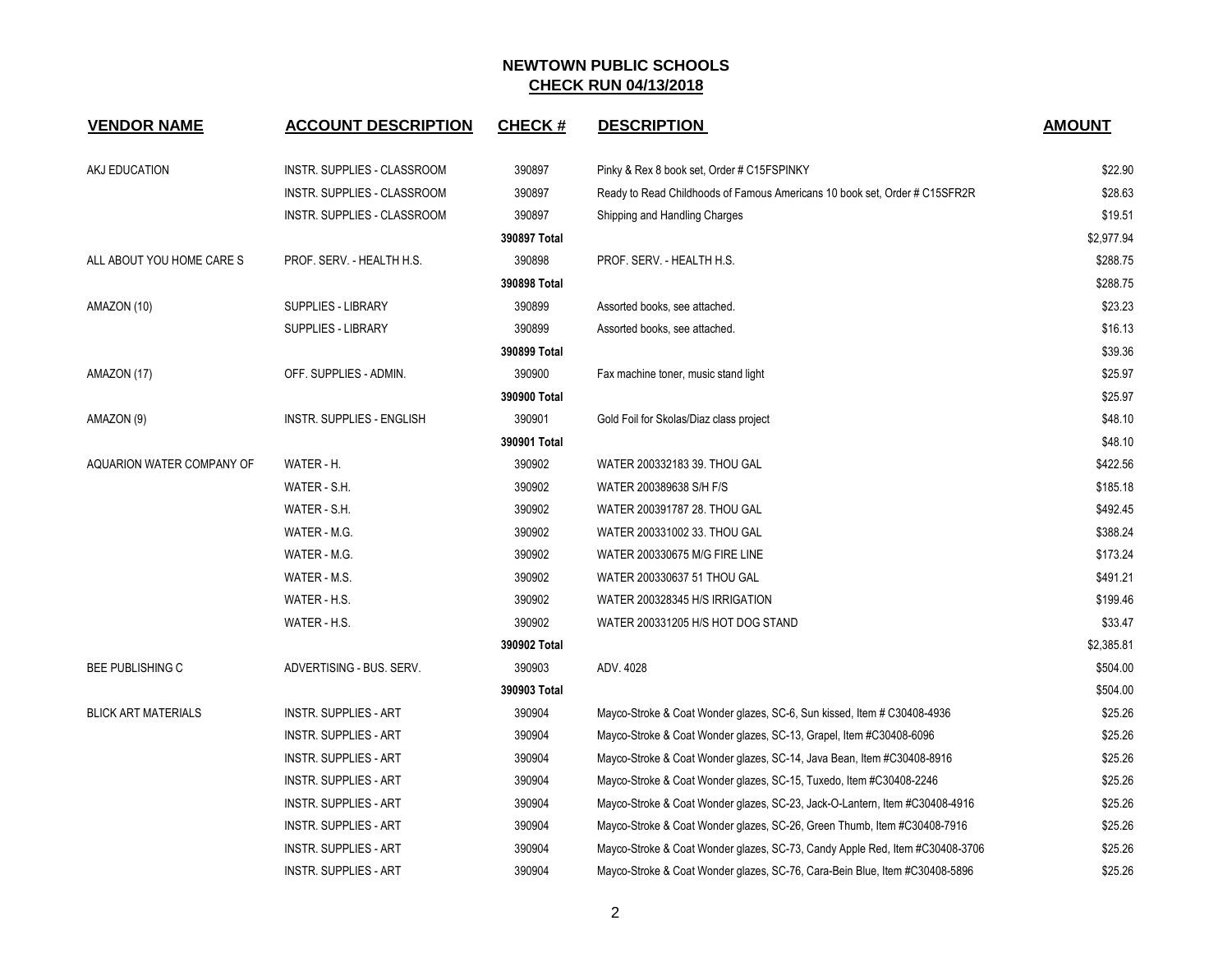# NEWTOWN PUBLIC SCHOOLS
## CHECK RUN 04/13/2018

| VENDOR NAME | ACCOUNT DESCRIPTION | CHECK # | DESCRIPTION | AMOUNT |
|---|---|---|---|---|
| AKJ EDUCATION | INSTR. SUPPLIES - CLASSROOM | 390897 | Pinky & Rex 8 book set, Order # C15FSPINKY | $22.90 |
| | INSTR. SUPPLIES - CLASSROOM | 390897 | Ready to Read Childhoods of Famous Americans 10 book set, Order # C15SFR2R | $28.63 |
| | INSTR. SUPPLIES - CLASSROOM | 390897 | Shipping and Handling Charges | $19.51 |
| | | **390897 Total** | | $2,977.94 |
| ALL ABOUT YOU HOME CARE S | PROF. SERV. - HEALTH H.S. | 390898 | PROF. SERV. - HEALTH H.S. | $288.75 |
| | | **390898 Total** | | $288.75 |
| AMAZON (10) | SUPPLIES - LIBRARY | 390899 | Assorted books, see attached. | $23.23 |
| | SUPPLIES - LIBRARY | 390899 | Assorted books, see attached. | $16.13 |
| | | **390899 Total** | | $39.36 |
| AMAZON (17) | OFF. SUPPLIES - ADMIN. | 390900 | Fax machine toner, music stand light | $25.97 |
| | | **390900 Total** | | $25.97 |
| AMAZON (9) | INSTR. SUPPLIES - ENGLISH | 390901 | Gold Foil for Skolas/Diaz class project | $48.10 |
| | | **390901 Total** | | $48.10 |
| AQUARION WATER COMPANY OF | WATER - H. | 390902 | WATER 200332183 39. THOU GAL | $422.56 |
| | WATER - S.H. | 390902 | WATER 200389638 S/H F/S | $185.18 |
| | WATER - S.H. | 390902 | WATER 200391787 28. THOU GAL | $492.45 |
| | WATER - M.G. | 390902 | WATER 200331002 33. THOU GAL | $388.24 |
| | WATER - M.G. | 390902 | WATER 200330675 M/G FIRE LINE | $173.24 |
| | WATER - M.S. | 390902 | WATER 200330637 51 THOU GAL | $491.21 |
| | WATER - H.S. | 390902 | WATER 200328345 H/S IRRIGATION | $199.46 |
| | WATER - H.S. | 390902 | WATER 200331205 H/S HOT DOG STAND | $33.47 |
| | | **390902 Total** | | $2,385.81 |
| BEE PUBLISHING C | ADVERTISING - BUS. SERV. | 390903 | ADV. 4028 | $504.00 |
| | | **390903 Total** | | $504.00 |
| BLICK ART MATERIALS | INSTR. SUPPLIES - ART | 390904 | Mayco-Stroke & Coat Wonder glazes, SC-6, Sun kissed, Item # C30408-4936 | $25.26 |
| | INSTR. SUPPLIES - ART | 390904 | Mayco-Stroke & Coat Wonder glazes, SC-13, Grapel, Item #C30408-6096 | $25.26 |
| | INSTR. SUPPLIES - ART | 390904 | Mayco-Stroke & Coat Wonder glazes, SC-14, Java Bean, Item #C30408-8916 | $25.26 |
| | INSTR. SUPPLIES - ART | 390904 | Mayco-Stroke & Coat Wonder glazes, SC-15, Tuxedo, Item #C30408-2246 | $25.26 |
| | INSTR. SUPPLIES - ART | 390904 | Mayco-Stroke & Coat Wonder glazes, SC-23, Jack-O-Lantern, Item #C30408-4916 | $25.26 |
| | INSTR. SUPPLIES - ART | 390904 | Mayco-Stroke & Coat Wonder glazes, SC-26, Green Thumb, Item #C30408-7916 | $25.26 |
| | INSTR. SUPPLIES - ART | 390904 | Mayco-Stroke & Coat Wonder glazes, SC-73, Candy Apple Red, Item #C30408-3706 | $25.26 |
| | INSTR. SUPPLIES - ART | 390904 | Mayco-Stroke & Coat Wonder glazes, SC-76, Cara-Bein Blue, Item #C30408-5896 | $25.26 |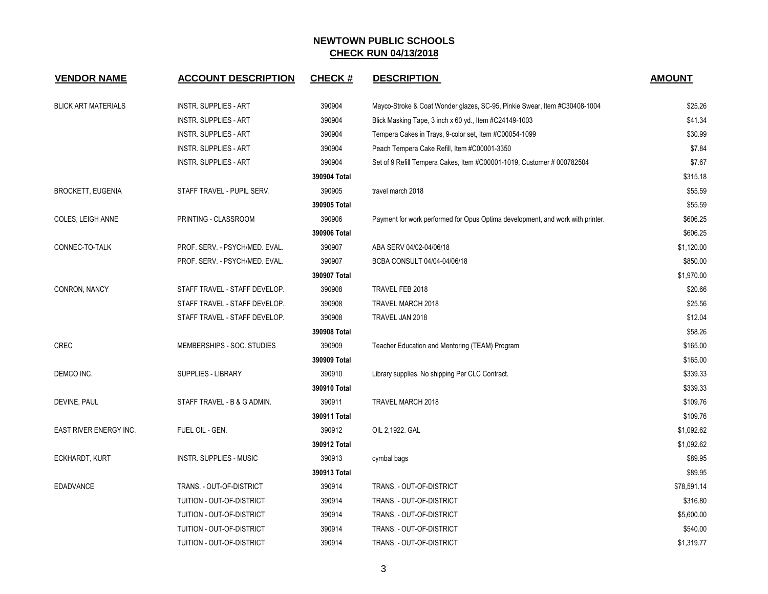# NEWTOWN PUBLIC SCHOOLS

## CHECK RUN 04/13/2018

| VENDOR NAME | ACCOUNT DESCRIPTION | CHECK # | DESCRIPTION | AMOUNT |
|---|---|---|---|---|
| BLICK ART MATERIALS | INSTR. SUPPLIES - ART | 390904 | Mayco-Stroke & Coat Wonder glazes, SC-95, Pinkie Swear, Item #C30408-1004 | $25.26 |
| | INSTR. SUPPLIES - ART | 390904 | Blick Masking Tape, 3 inch x 60 yd., Item #C24149-1003 | $41.34 |
| | INSTR. SUPPLIES - ART | 390904 | Tempera Cakes in Trays, 9-color set, Item #C00054-1099 | $30.99 |
| | INSTR. SUPPLIES - ART | 390904 | Peach Tempera Cake Refill, Item #C00001-3350 | $7.84 |
| | INSTR. SUPPLIES - ART | 390904 | Set of 9 Refill Tempera Cakes, Item #C00001-1019, Customer # 000782504 | $7.67 |
| | | **390904 Total** | | $315.18 |
| BROCKETT, EUGENIA | STAFF TRAVEL - PUPIL SERV. | 390905 | travel march 2018 | $55.59 |
| | | **390905 Total** | | $55.59 |
| COLES, LEIGH ANNE | PRINTING - CLASSROOM | 390906 | Payment for work performed for Opus Optima development, and work with printer. | $606.25 |
| | | **390906 Total** | | $606.25 |
| CONNEC-TO-TALK | PROF. SERV. - PSYCH/MED. EVAL. | 390907 | ABA SERV 04/02-04/06/18 | $1,120.00 |
| | PROF. SERV. - PSYCH/MED. EVAL. | 390907 | BCBA CONSULT 04/04-04/06/18 | $850.00 |
| | | **390907 Total** | | $1,970.00 |
| CONRON, NANCY | STAFF TRAVEL - STAFF DEVELOP. | 390908 | TRAVEL FEB 2018 | $20.66 |
| | STAFF TRAVEL - STAFF DEVELOP. | 390908 | TRAVEL MARCH 2018 | $25.56 |
| | STAFF TRAVEL - STAFF DEVELOP. | 390908 | TRAVEL JAN 2018 | $12.04 |
| | | **390908 Total** | | $58.26 |
| CREC | MEMBERSHIPS - SOC. STUDIES | 390909 | Teacher Education and Mentoring (TEAM) Program | $165.00 |
| | | **390909 Total** | | $165.00 |
| DEMCO INC. | SUPPLIES - LIBRARY | 390910 | Library supplies. No shipping Per CLC Contract. | $339.33 |
| | | **390910 Total** | | $339.33 |
| DEVINE, PAUL | STAFF TRAVEL - B & G ADMIN. | 390911 | TRAVEL MARCH 2018 | $109.76 |
| | | **390911 Total** | | $109.76 |
| EAST RIVER ENERGY INC. | FUEL OIL - GEN. | 390912 | OIL 2,1922. GAL | $1,092.62 |
| | | **390912 Total** | | $1,092.62 |
| ECKHARDT, KURT | INSTR. SUPPLIES - MUSIC | 390913 | cymbal bags | $89.95 |
| | | **390913 Total** | | $89.95 |
| EDADVANCE | TRANS. - OUT-OF-DISTRICT | 390914 | TRANS. - OUT-OF-DISTRICT | $78,591.14 |
| | TUITION - OUT-OF-DISTRICT | 390914 | TRANS. - OUT-OF-DISTRICT | $316.80 |
| | TUITION - OUT-OF-DISTRICT | 390914 | TRANS. - OUT-OF-DISTRICT | $5,600.00 |
| | TUITION - OUT-OF-DISTRICT | 390914 | TRANS. - OUT-OF-DISTRICT | $540.00 |
| | TUITION - OUT-OF-DISTRICT | 390914 | TRANS. - OUT-OF-DISTRICT | $1,319.77 |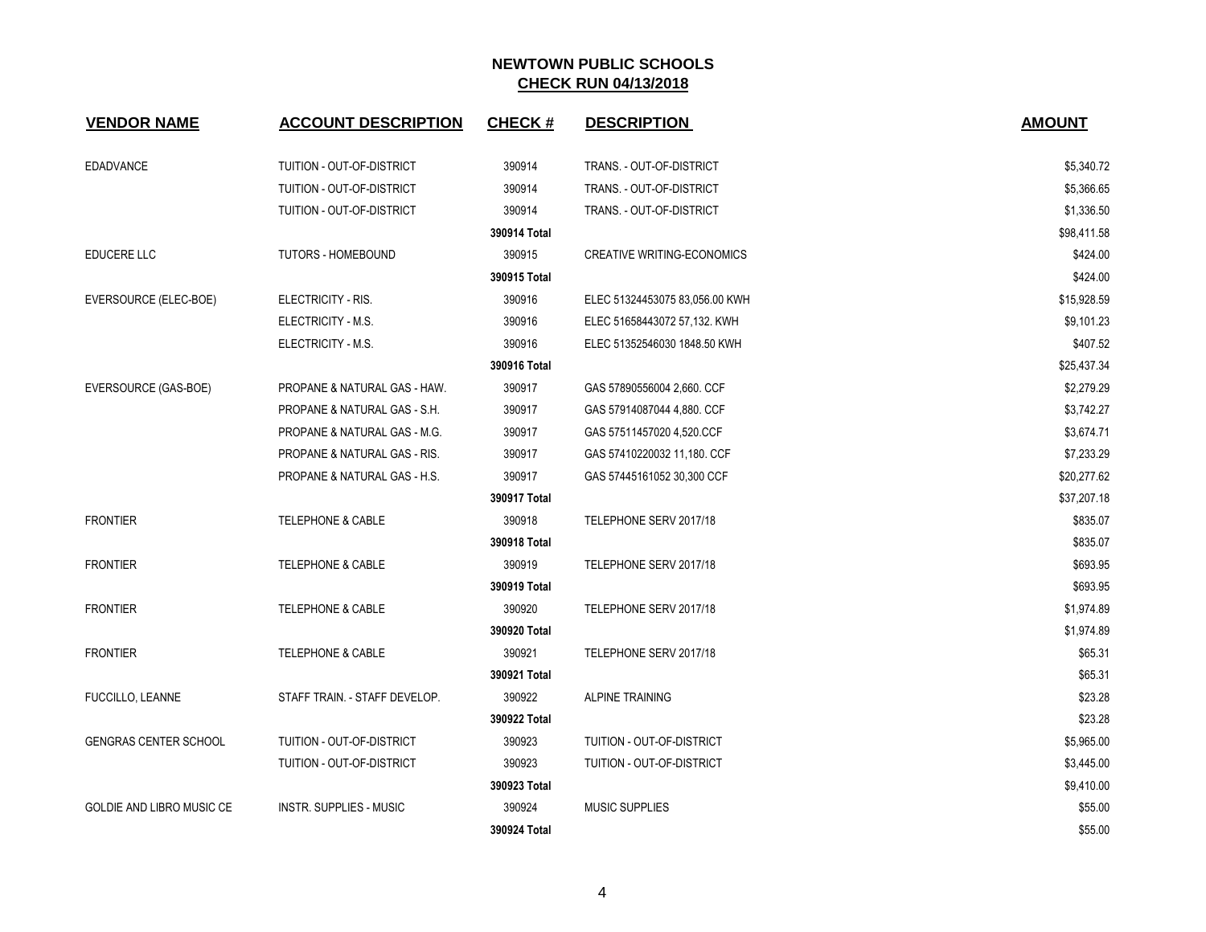# NEWTOWN PUBLIC SCHOOLS
## CHECK RUN 04/13/2018

| VENDOR NAME | ACCOUNT DESCRIPTION | CHECK # | DESCRIPTION | AMOUNT |
|---|---|---|---|---|
| EDADVANCE | TUITION - OUT-OF-DISTRICT | 390914 | TRANS. - OUT-OF-DISTRICT | $5,340.72 |
| | TUITION - OUT-OF-DISTRICT | 390914 | TRANS. - OUT-OF-DISTRICT | $5,366.65 |
| | TUITION - OUT-OF-DISTRICT | 390914 | TRANS. - OUT-OF-DISTRICT | $1,336.50 |
| | | **390914 Total** | | $98,411.58 |
| EDUCERE LLC | TUTORS - HOMEBOUND | 390915 | CREATIVE WRITING-ECONOMICS | $424.00 |
| | | **390915 Total** | | $424.00 |
| EVERSOURCE (ELEC-BOE) | ELECTRICITY - RIS. | 390916 | ELEC 51324453075 83,056.00 KWH | $15,928.59 |
| | ELECTRICITY - M.S. | 390916 | ELEC 51658443072 57,132. KWH | $9,101.23 |
| | ELECTRICITY - M.S. | 390916 | ELEC 51352546030 1848.50 KWH | $407.52 |
| | | **390916 Total** | | $25,437.34 |
| EVERSOURCE (GAS-BOE) | PROPANE & NATURAL GAS - HAW. | 390917 | GAS 57890556004 2,660. CCF | $2,279.29 |
| | PROPANE & NATURAL GAS - S.H. | 390917 | GAS 57914087044 4,880. CCF | $3,742.27 |
| | PROPANE & NATURAL GAS - M.G. | 390917 | GAS 57511457020 4,520.CCF | $3,674.71 |
| | PROPANE & NATURAL GAS - RIS. | 390917 | GAS 57410220032 11,180. CCF | $7,233.29 |
| | PROPANE & NATURAL GAS - H.S. | 390917 | GAS 57445161052 30,300 CCF | $20,277.62 |
| | | **390917 Total** | | $37,207.18 |
| FRONTIER | TELEPHONE & CABLE | 390918 | TELEPHONE SERV 2017/18 | $835.07 |
| | | **390918 Total** | | $835.07 |
| FRONTIER | TELEPHONE & CABLE | 390919 | TELEPHONE SERV 2017/18 | $693.95 |
| | | **390919 Total** | | $693.95 |
| FRONTIER | TELEPHONE & CABLE | 390920 | TELEPHONE SERV 2017/18 | $1,974.89 |
| | | **390920 Total** | | $1,974.89 |
| FRONTIER | TELEPHONE & CABLE | 390921 | TELEPHONE SERV 2017/18 | $65.31 |
| | | **390921 Total** | | $65.31 |
| FUCCILLO, LEANNE | STAFF TRAIN. - STAFF DEVELOP. | 390922 | ALPINE TRAINING | $23.28 |
| | | **390922 Total** | | $23.28 |
| GENGRAS CENTER SCHOOL | TUITION - OUT-OF-DISTRICT | 390923 | TUITION - OUT-OF-DISTRICT | $5,965.00 |
| | TUITION - OUT-OF-DISTRICT | 390923 | TUITION - OUT-OF-DISTRICT | $3,445.00 |
| | | **390923 Total** | | $9,410.00 |
| GOLDIE AND LIBRO MUSIC CE | INSTR. SUPPLIES - MUSIC | 390924 | MUSIC SUPPLIES | $55.00 |
| | | **390924 Total** | | $55.00 |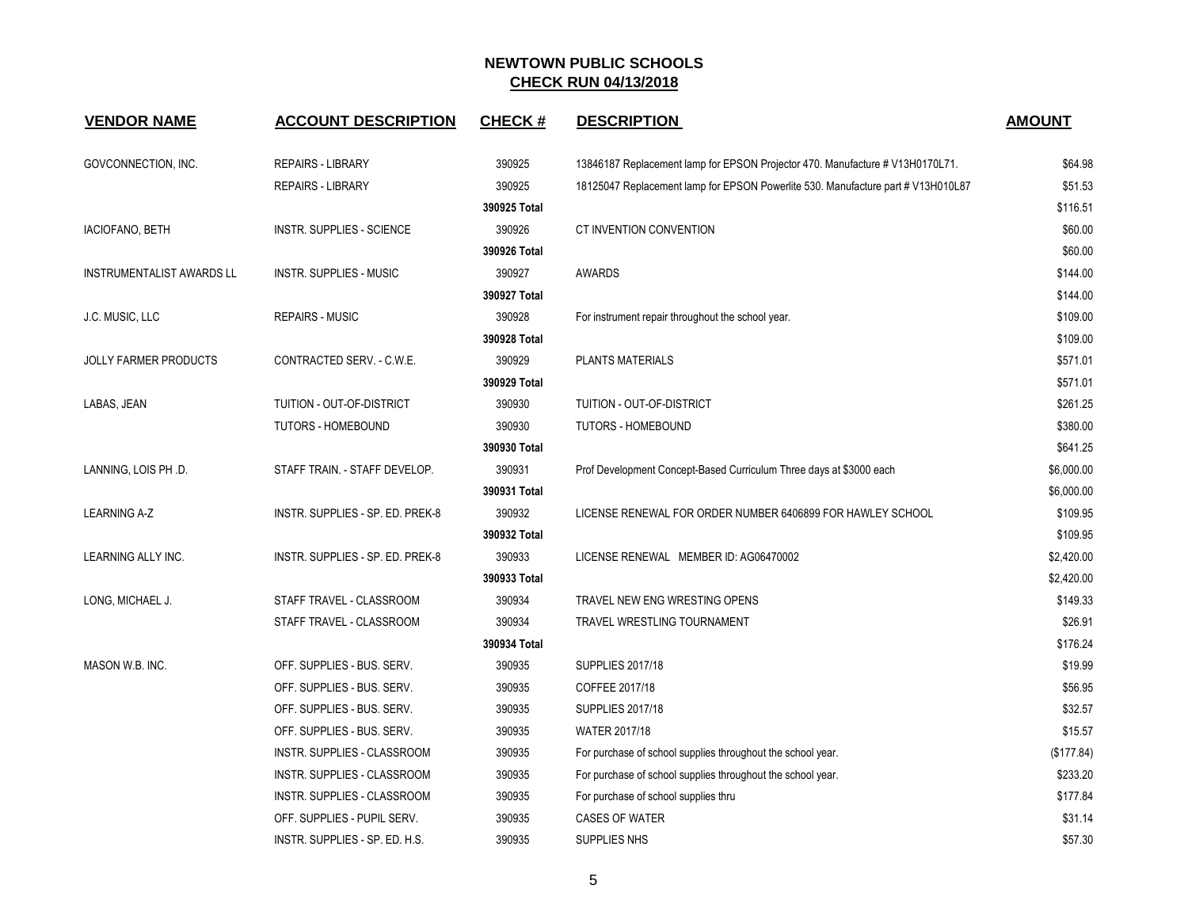# NEWTOWN PUBLIC SCHOOLS

## CHECK RUN 04/13/2018

| VENDOR NAME | ACCOUNT DESCRIPTION | CHECK # | DESCRIPTION | AMOUNT |
|---|---|---|---|---|
| GOVCONNECTION, INC. | REPAIRS - LIBRARY | 390925 | 13846187 Replacement lamp for EPSON Projector 470. Manufacture # V13H0170L71. | $64.98 |
| | REPAIRS - LIBRARY | 390925 | 18125047 Replacement lamp for EPSON Powerlite 530. Manufacture part # V13H010L87 | $51.53 |
| | | 390925 Total | | $116.51 |
| IACIOFANO, BETH | INSTR. SUPPLIES - SCIENCE | 390926 | CT INVENTION CONVENTION | $60.00 |
| | | 390926 Total | | $60.00 |
| INSTRUMENTALIST AWARDS LL | INSTR. SUPPLIES - MUSIC | 390927 | AWARDS | $144.00 |
| | | 390927 Total | | $144.00 |
| J.C. MUSIC, LLC | REPAIRS - MUSIC | 390928 | For instrument repair throughout the school year. | $109.00 |
| | | 390928 Total | | $109.00 |
| JOLLY FARMER PRODUCTS | CONTRACTED SERV. - C.W.E. | 390929 | PLANTS MATERIALS | $571.01 |
| | | 390929 Total | | $571.01 |
| LABAS, JEAN | TUITION - OUT-OF-DISTRICT | 390930 | TUITION - OUT-OF-DISTRICT | $261.25 |
| | TUTORS - HOMEBOUND | 390930 | TUTORS - HOMEBOUND | $380.00 |
| | | 390930 Total | | $641.25 |
| LANNING, LOIS PH .D. | STAFF TRAIN. - STAFF DEVELOP. | 390931 | Prof Development Concept-Based Curriculum Three days at $3000 each | $6,000.00 |
| | | 390931 Total | | $6,000.00 |
| LEARNING A-Z | INSTR. SUPPLIES - SP. ED. PREK-8 | 390932 | LICENSE RENEWAL FOR ORDER NUMBER 6406899 FOR HAWLEY SCHOOL | $109.95 |
| | | 390932 Total | | $109.95 |
| LEARNING ALLY INC. | INSTR. SUPPLIES - SP. ED. PREK-8 | 390933 | LICENSE RENEWAL MEMBER ID: AG06470002 | $2,420.00 |
| | | 390933 Total | | $2,420.00 |
| LONG, MICHAEL J. | STAFF TRAVEL - CLASSROOM | 390934 | TRAVEL NEW ENG WRESTING OPENS | $149.33 |
| | STAFF TRAVEL - CLASSROOM | 390934 | TRAVEL WRESTLING TOURNAMENT | $26.91 |
| | | 390934 Total | | $176.24 |
| MASON W.B. INC. | OFF. SUPPLIES - BUS. SERV. | 390935 | SUPPLIES 2017/18 | $19.99 |
| | OFF. SUPPLIES - BUS. SERV. | 390935 | COFFEE 2017/18 | $56.95 |
| | OFF. SUPPLIES - BUS. SERV. | 390935 | SUPPLIES 2017/18 | $32.57 |
| | OFF. SUPPLIES - BUS. SERV. | 390935 | WATER 2017/18 | $15.57 |
| | INSTR. SUPPLIES - CLASSROOM | 390935 | For purchase of school supplies throughout the school year. | ($177.84) |
| | INSTR. SUPPLIES - CLASSROOM | 390935 | For purchase of school supplies throughout the school year. | $233.20 |
| | INSTR. SUPPLIES - CLASSROOM | 390935 | For purchase of school supplies thru | $177.84 |
| | OFF. SUPPLIES - PUPIL SERV. | 390935 | CASES OF WATER | $31.14 |
| | INSTR. SUPPLIES - SP. ED. H.S. | 390935 | SUPPLIES NHS | $57.30 |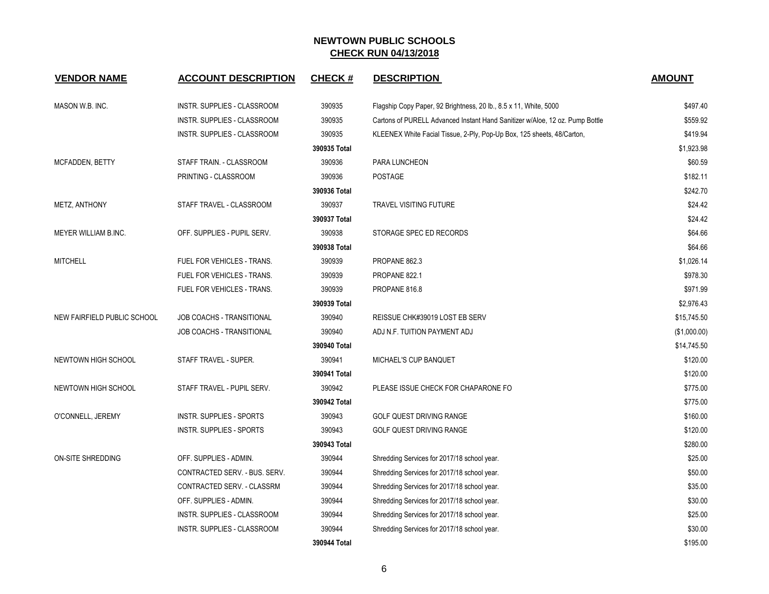# NEWTOWN PUBLIC SCHOOLS

## CHECK RUN 04/13/2018

| VENDOR NAME | ACCOUNT DESCRIPTION | CHECK # | DESCRIPTION | AMOUNT |
|---|---|---|---|---|
| MASON W.B. INC. | INSTR. SUPPLIES - CLASSROOM | 390935 | Flagship Copy Paper, 92 Brightness, 20 lb., 8.5 x 11, White, 5000 | $497.40 |
| | INSTR. SUPPLIES - CLASSROOM | 390935 | Cartons of PURELL Advanced Instant Hand Sanitizer w/Aloe, 12 oz. Pump Bottle | $559.92 |
| | INSTR. SUPPLIES - CLASSROOM | 390935 | KLEENEX White Facial Tissue, 2-Ply, Pop-Up Box, 125 sheets, 48/Carton, | $419.94 |
| | | **390935 Total** | | $1,923.98 |
| MCFADDEN, BETTY | STAFF TRAIN. - CLASSROOM | 390936 | PARA LUNCHEON | $60.59 |
| | PRINTING - CLASSROOM | 390936 | POSTAGE | $182.11 |
| | | **390936 Total** | | $242.70 |
| METZ, ANTHONY | STAFF TRAVEL - CLASSROOM | 390937 | TRAVEL VISITING FUTURE | $24.42 |
| | | **390937 Total** | | $24.42 |
| MEYER WILLIAM B.INC. | OFF. SUPPLIES - PUPIL SERV. | 390938 | STORAGE SPEC ED RECORDS | $64.66 |
| | | **390938 Total** | | $64.66 |
| MITCHELL | FUEL FOR VEHICLES - TRANS. | 390939 | PROPANE 862.3 | $1,026.14 |
| | FUEL FOR VEHICLES - TRANS. | 390939 | PROPANE 822.1 | $978.30 |
| | FUEL FOR VEHICLES - TRANS. | 390939 | PROPANE 816.8 | $971.99 |
| | | **390939 Total** | | $2,976.43 |
| NEW FAIRFIELD PUBLIC SCHOOL | JOB COACHS - TRANSITIONAL | 390940 | REISSUE CHK#39019 LOST EB SERV | $15,745.50 |
| | JOB COACHS - TRANSITIONAL | 390940 | ADJ N.F. TUITION PAYMENT ADJ | ($1,000.00) |
| | | **390940 Total** | | $14,745.50 |
| NEWTOWN HIGH SCHOOL | STAFF TRAVEL - SUPER. | 390941 | MICHAEL'S CUP BANQUET | $120.00 |
| | | **390941 Total** | | $120.00 |
| NEWTOWN HIGH SCHOOL | STAFF TRAVEL - PUPIL SERV. | 390942 | PLEASE ISSUE CHECK FOR CHAPARONE FO | $775.00 |
| | | **390942 Total** | | $775.00 |
| O'CONNELL, JEREMY | INSTR. SUPPLIES - SPORTS | 390943 | GOLF QUEST DRIVING RANGE | $160.00 |
| | INSTR. SUPPLIES - SPORTS | 390943 | GOLF QUEST DRIVING RANGE | $120.00 |
| | | **390943 Total** | | $280.00 |
| ON-SITE SHREDDING | OFF. SUPPLIES - ADMIN. | 390944 | Shredding Services for 2017/18 school year. | $25.00 |
| | CONTRACTED SERV. - BUS. SERV. | 390944 | Shredding Services for 2017/18 school year. | $50.00 |
| | CONTRACTED SERV. - CLASSRM | 390944 | Shredding Services for 2017/18 school year. | $35.00 |
| | OFF. SUPPLIES - ADMIN. | 390944 | Shredding Services for 2017/18 school year. | $30.00 |
| | INSTR. SUPPLIES - CLASSROOM | 390944 | Shredding Services for 2017/18 school year. | $25.00 |
| | INSTR. SUPPLIES - CLASSROOM | 390944 | Shredding Services for 2017/18 school year. | $30.00 |
| | | **390944 Total** | | $195.00 |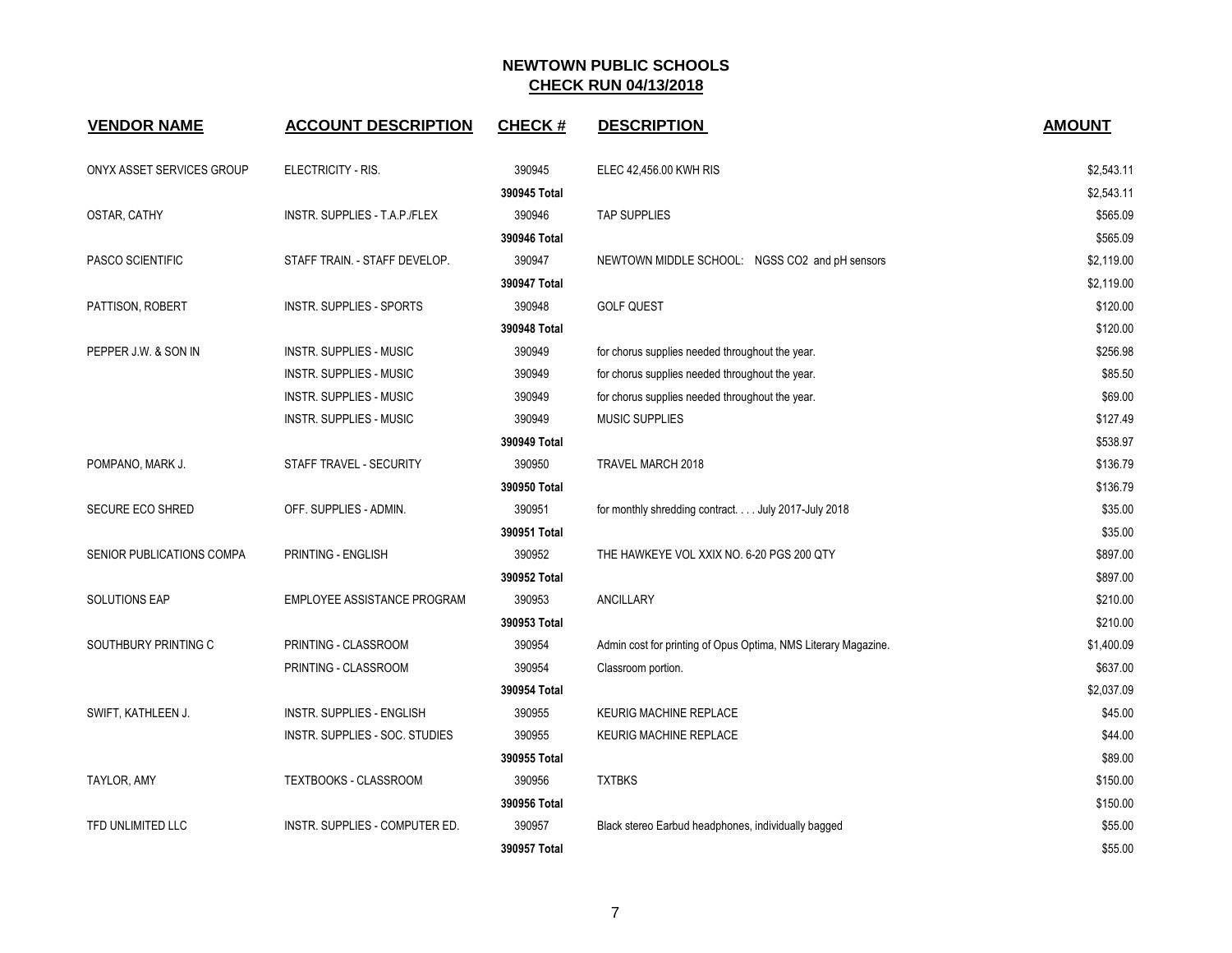# NEWTOWN PUBLIC SCHOOLS
## CHECK RUN 04/13/2018

| VENDOR NAME | ACCOUNT DESCRIPTION | CHECK # | DESCRIPTION | AMOUNT |
|---|---|---|---|---|
| ONYX ASSET SERVICES GROUP | ELECTRICITY - RIS. | 390945 | ELEC 42,456.00 KWH RIS | $2,543.11 |
| | | 390945 Total | | $2,543.11 |
| OSTAR, CATHY | INSTR. SUPPLIES - T.A.P./FLEX | 390946 | TAP SUPPLIES | $565.09 |
| | | 390946 Total | | $565.09 |
| PASCO SCIENTIFIC | STAFF TRAIN. - STAFF DEVELOP. | 390947 | NEWTOWN MIDDLE SCHOOL: NGSS CO2 and pH sensors | $2,119.00 |
| | | 390947 Total | | $2,119.00 |
| PATTISON, ROBERT | INSTR. SUPPLIES - SPORTS | 390948 | GOLF QUEST | $120.00 |
| | | 390948 Total | | $120.00 |
| PEPPER J.W. & SON IN | INSTR. SUPPLIES - MUSIC | 390949 | for chorus supplies needed throughout the year. | $256.98 |
| | INSTR. SUPPLIES - MUSIC | 390949 | for chorus supplies needed throughout the year. | $85.50 |
| | INSTR. SUPPLIES - MUSIC | 390949 | for chorus supplies needed throughout the year. | $69.00 |
| | INSTR. SUPPLIES - MUSIC | 390949 | MUSIC SUPPLIES | $127.49 |
| | | 390949 Total | | $538.97 |
| POMPANO, MARK J. | STAFF TRAVEL - SECURITY | 390950 | TRAVEL MARCH 2018 | $136.79 |
| | | 390950 Total | | $136.79 |
| SECURE ECO SHRED | OFF. SUPPLIES - ADMIN. | 390951 | for monthly shredding contract. . . . July 2017-July 2018 | $35.00 |
| | | 390951 Total | | $35.00 |
| SENIOR PUBLICATIONS COMPA | PRINTING - ENGLISH | 390952 | THE HAWKEYE VOL XXIX NO. 6-20 PGS 200 QTY | $897.00 |
| | | 390952 Total | | $897.00 |
| SOLUTIONS EAP | EMPLOYEE ASSISTANCE PROGRAM | 390953 | ANCILLARY | $210.00 |
| | | 390953 Total | | $210.00 |
| SOUTHBURY PRINTING C | PRINTING - CLASSROOM | 390954 | Admin cost for printing of Opus Optima, NMS Literary Magazine. | $1,400.09 |
| | PRINTING - CLASSROOM | 390954 | Classroom portion. | $637.00 |
| | | 390954 Total | | $2,037.09 |
| SWIFT, KATHLEEN J. | INSTR. SUPPLIES - ENGLISH | 390955 | KEURIG MACHINE REPLACE | $45.00 |
| | INSTR. SUPPLIES - SOC. STUDIES | 390955 | KEURIG MACHINE REPLACE | $44.00 |
| | | 390955 Total | | $89.00 |
| TAYLOR, AMY | TEXTBOOKS - CLASSROOM | 390956 | TXTBKS | $150.00 |
| | | 390956 Total | | $150.00 |
| TFD UNLIMITED LLC | INSTR. SUPPLIES - COMPUTER ED. | 390957 | Black stereo Earbud headphones, individually bagged | $55.00 |
| | | 390957 Total | | $55.00 |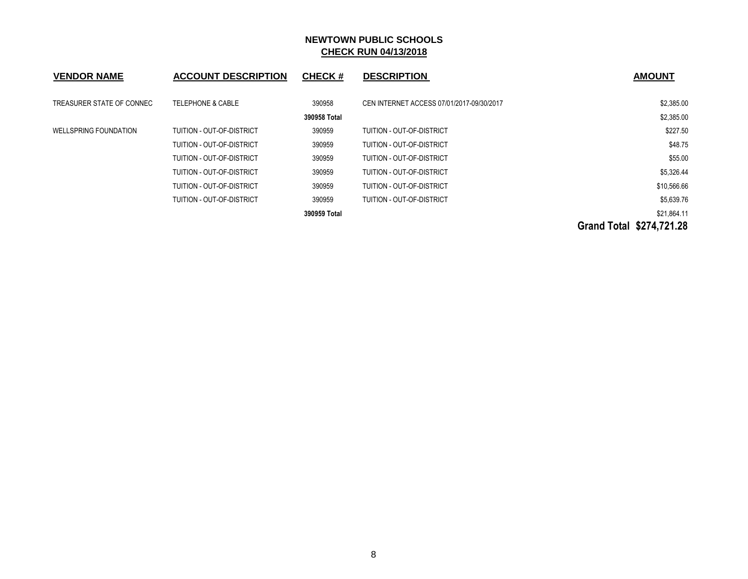**NEWTOWN PUBLIC SCHOOLS**
**CHECK RUN 04/13/2018**

| VENDOR NAME | ACCOUNT DESCRIPTION | CHECK # | DESCRIPTION | AMOUNT |
|---|---|---|---|---|
| TREASURER STATE OF CONNEC | TELEPHONE & CABLE | 390958 | CEN INTERNET ACCESS 07/01/2017-09/30/2017 | $2,385.00 |
| | | **390958 Total** | | $2,385.00 |
| WELLSPRING FOUNDATION | TUITION - OUT-OF-DISTRICT | 390959 | TUITION - OUT-OF-DISTRICT | $227.50 |
| | TUITION - OUT-OF-DISTRICT | 390959 | TUITION - OUT-OF-DISTRICT | $48.75 |
| | TUITION - OUT-OF-DISTRICT | 390959 | TUITION - OUT-OF-DISTRICT | $55.00 |
| | TUITION - OUT-OF-DISTRICT | 390959 | TUITION - OUT-OF-DISTRICT | $5,326.44 |
| | TUITION - OUT-OF-DISTRICT | 390959 | TUITION - OUT-OF-DISTRICT | $10,566.66 |
| | TUITION - OUT-OF-DISTRICT | 390959 | TUITION - OUT-OF-DISTRICT | $5,639.76 |
| | | **390959 Total** | | $21,864.11 |
| | | | **Grand Total** | **$274,721.28** |